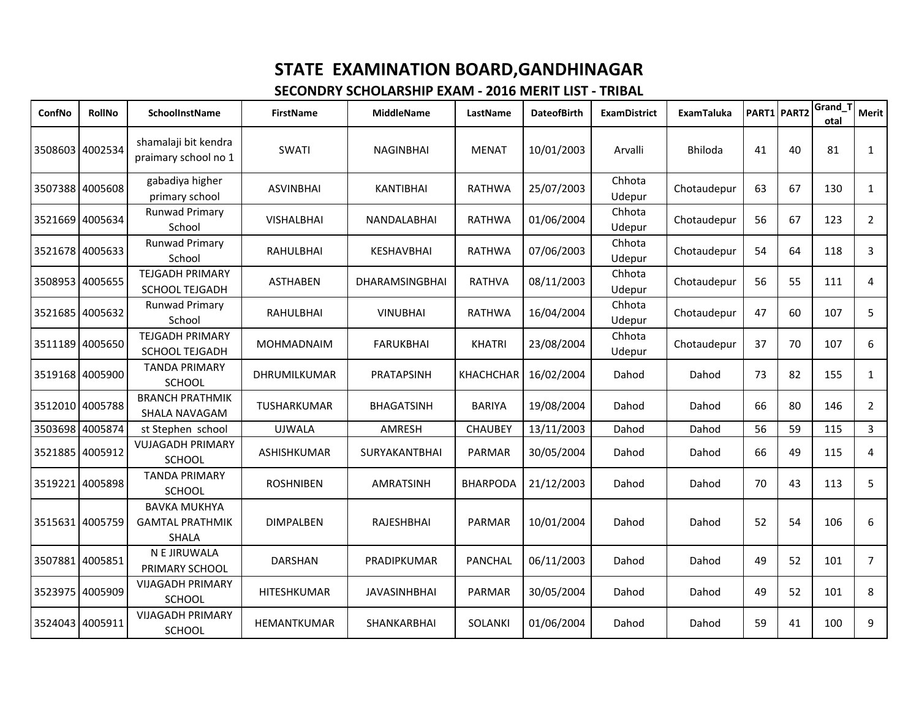# STATE EXAMINATION BOARD,GANDHINAGAR

## SECONDRY SCHOLARSHIP EXAM - 2016 MERIT LIST - TRIBAL

| ConfNo | RollNo | SchoolInstName | FirstName | MiddleName | LastName | DateofBirth | ExamDistrict | ExamTaluka | PART1 | PART2 | Grand_Total | Merit |
|---|---|---|---|---|---|---|---|---|---|---|---|---|
| 3508603 | 4002534 | shamalaji bit kendra praimary school no 1 | SWATI | NAGINBHAI | MENAT | 10/01/2003 | Arvalli | Bhiloda | 41 | 40 | 81 | 1 |
| 3507388 | 4005608 | gabadiya higher primary school | ASVINBHAI | KANTIBHAI | RATHWA | 25/07/2003 | Chhota Udepur | Chotaudepur | 63 | 67 | 130 | 1 |
| 3521669 | 4005634 | Runwad Primary School | VISHALBHAI | NANDALABHAI | RATHWA | 01/06/2004 | Chhota Udepur | Chotaudepur | 56 | 67 | 123 | 2 |
| 3521678 | 4005633 | Runwad Primary School | RAHULBHAI | KESHAVBHAI | RATHWA | 07/06/2003 | Chhota Udepur | Chotaudepur | 54 | 64 | 118 | 3 |
| 3508953 | 4005655 | TEJGADH PRIMARY SCHOOL TEJGADH | ASTHABEN | DHARAMSINGBHAI | RATHVA | 08/11/2003 | Chhota Udepur | Chotaudepur | 56 | 55 | 111 | 4 |
| 3521685 | 4005632 | Runwad Primary School | RAHULBHAI | VINUBHAI | RATHWA | 16/04/2004 | Chhota Udepur | Chotaudepur | 47 | 60 | 107 | 5 |
| 3511189 | 4005650 | TEJGADH PRIMARY SCHOOL TEJGADH | MOHMADNAIM | FARUKBHAI | KHATRI | 23/08/2004 | Chhota Udepur | Chotaudepur | 37 | 70 | 107 | 6 |
| 3519168 | 4005900 | TANDA PRIMARY SCHOOL | DHRUMILKUMAR | PRATAPSINH | KHACHCHAR | 16/02/2004 | Dahod | Dahod | 73 | 82 | 155 | 1 |
| 3512010 | 4005788 | BRANCH PRATHMIK SHALA NAVAGAM | TUSHARKUMAR | BHAGATSINH | BARIYA | 19/08/2004 | Dahod | Dahod | 66 | 80 | 146 | 2 |
| 3503698 | 4005874 | st Stephen school | UJWALA | AMRESH | CHAUBEY | 13/11/2003 | Dahod | Dahod | 56 | 59 | 115 | 3 |
| 3521885 | 4005912 | VUJAGADH PRIMARY SCHOOL | ASHISHKUMAR | SURYAKANTBHAI | PARMAR | 30/05/2004 | Dahod | Dahod | 66 | 49 | 115 | 4 |
| 3519221 | 4005898 | TANDA PRIMARY SCHOOL | ROSHNIBEN | AMRATSINH | BHARPODA | 21/12/2003 | Dahod | Dahod | 70 | 43 | 113 | 5 |
| 3515631 | 4005759 | BAVKA MUKHYA GAMTAL PRATHMIK SHALA | DIMPALBEN | RAJESHBHAI | PARMAR | 10/01/2004 | Dahod | Dahod | 52 | 54 | 106 | 6 |
| 3507881 | 4005851 | N E JIRUWALA PRIMARY SCHOOL | DARSHAN | PRADIPKUMAR | PANCHAL | 06/11/2003 | Dahod | Dahod | 49 | 52 | 101 | 7 |
| 3523975 | 4005909 | VIJAGADH PRIMARY SCHOOL | HITESHKUMAR | JAVASINHBHAI | PARMAR | 30/05/2004 | Dahod | Dahod | 49 | 52 | 101 | 8 |
| 3524043 | 4005911 | VIJAGADH PRIMARY SCHOOL | HEMANTKUMAR | SHANKARBHAI | SOLANKI | 01/06/2004 | Dahod | Dahod | 59 | 41 | 100 | 9 |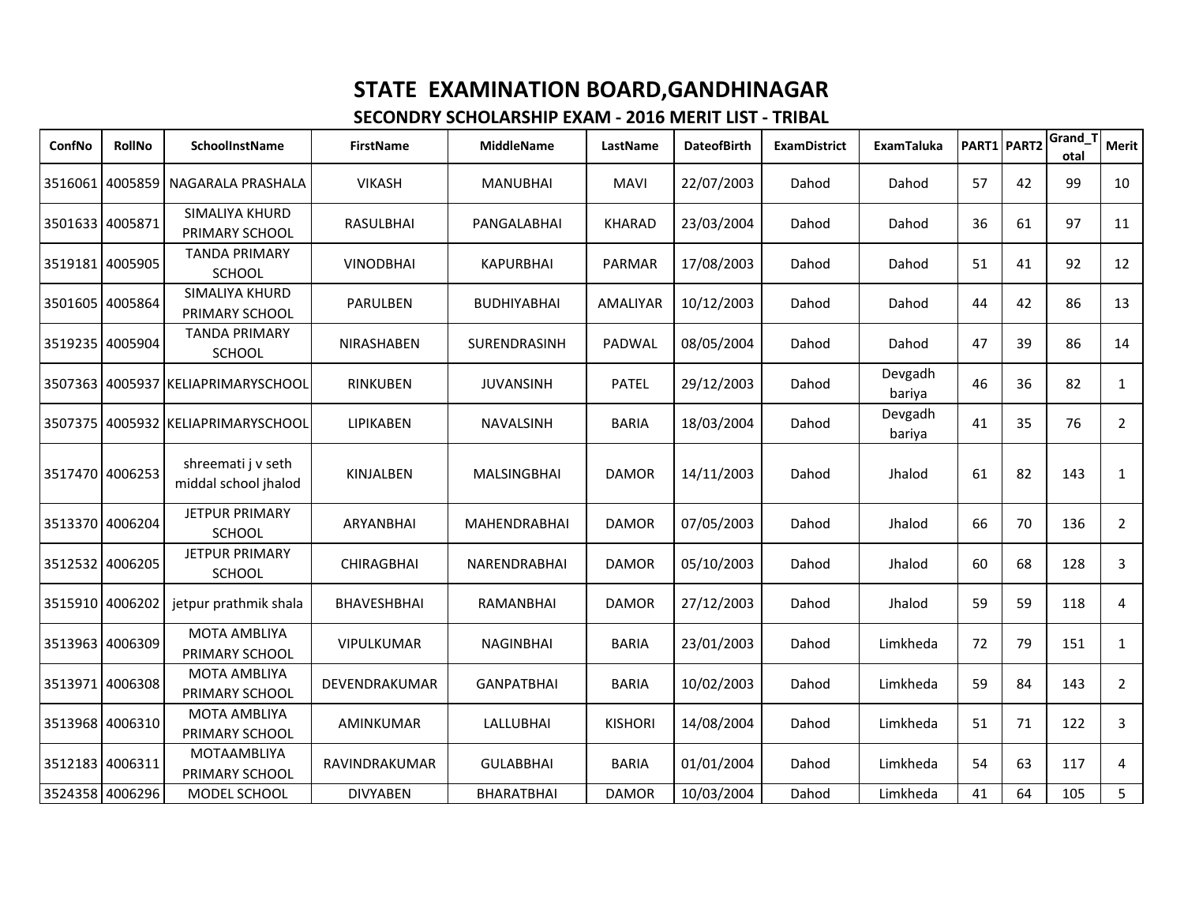# STATE EXAMINATION BOARD,GANDHINAGAR

## SECONDRY SCHOLARSHIP EXAM - 2016 MERIT LIST - TRIBAL

| ConfNo | RollNo | SchoolInstName | FirstName | MiddleName | LastName | DateofBirth | ExamDistrict | ExamTaluka | PART1 | PART2 | Grand_Total | Merit |
|---|---|---|---|---|---|---|---|---|---|---|---|---|
| 3516061 | 4005859 | NAGARALA PRASHALA | VIKASH | MANUBHAI | MAVI | 22/07/2003 | Dahod | Dahod | 57 | 42 | 99 | 10 |
| 3501633 | 4005871 | SIMALIYA KHURD PRIMARY SCHOOL | RASULBHAI | PANGALABHAI | KHARAD | 23/03/2004 | Dahod | Dahod | 36 | 61 | 97 | 11 |
| 3519181 | 4005905 | TANDA PRIMARY SCHOOL | VINODBHAI | KAPURBHAI | PARMAR | 17/08/2003 | Dahod | Dahod | 51 | 41 | 92 | 12 |
| 3501605 | 4005864 | SIMALIYA KHURD PRIMARY SCHOOL | PARULBEN | BUDHIYABHAI | AMALIYAR | 10/12/2003 | Dahod | Dahod | 44 | 42 | 86 | 13 |
| 3519235 | 4005904 | TANDA PRIMARY SCHOOL | NIRASHABEN | SURENDRASINH | PADWAL | 08/05/2004 | Dahod | Dahod | 47 | 39 | 86 | 14 |
| 3507363 | 4005937 | KELIAPRIMARYSCHOOL | RINKUBEN | JUVANSINH | PATEL | 29/12/2003 | Dahod | Devgadh bariya | 46 | 36 | 82 | 1 |
| 3507375 | 4005932 | KELIAPRIMARYSCHOOL | LIPIKABEN | NAVALSINH | BARIA | 18/03/2004 | Dahod | Devgadh bariya | 41 | 35 | 76 | 2 |
| 3517470 | 4006253 | shreemati j v seth middal school jhalod | KINJALBEN | MALSINGBHAI | DAMOR | 14/11/2003 | Dahod | Jhalod | 61 | 82 | 143 | 1 |
| 3513370 | 4006204 | JETPUR PRIMARY SCHOOL | ARYANBHAI | MAHENDRABHAI | DAMOR | 07/05/2003 | Dahod | Jhalod | 66 | 70 | 136 | 2 |
| 3512532 | 4006205 | JETPUR PRIMARY SCHOOL | CHIRAGBHAI | NARENDRABHAI | DAMOR | 05/10/2003 | Dahod | Jhalod | 60 | 68 | 128 | 3 |
| 3515910 | 4006202 | jetpur prathmik shala | BHAVESHBHAI | RAMANBHAI | DAMOR | 27/12/2003 | Dahod | Jhalod | 59 | 59 | 118 | 4 |
| 3513963 | 4006309 | MOTA AMBLIYA PRIMARY SCHOOL | VIPULKUMAR | NAGINBHAI | BARIA | 23/01/2003 | Dahod | Limkheda | 72 | 79 | 151 | 1 |
| 3513971 | 4006308 | MOTA AMBLIYA PRIMARY SCHOOL | DEVENDRAKUMAR | GANPATBHAI | BARIA | 10/02/2003 | Dahod | Limkheda | 59 | 84 | 143 | 2 |
| 3513968 | 4006310 | MOTA AMBLIYA PRIMARY SCHOOL | AMINKUMAR | LALLUBHAI | KISHORI | 14/08/2004 | Dahod | Limkheda | 51 | 71 | 122 | 3 |
| 3512183 | 4006311 | MOTAAMBLIYA PRIMARY SCHOOL | RAVINDRAKUMAR | GULABBHAI | BARIA | 01/01/2004 | Dahod | Limkheda | 54 | 63 | 117 | 4 |
| 3524358 | 4006296 | MODEL SCHOOL | DIVYABEN | BHARATBHAI | DAMOR | 10/03/2004 | Dahod | Limkheda | 41 | 64 | 105 | 5 |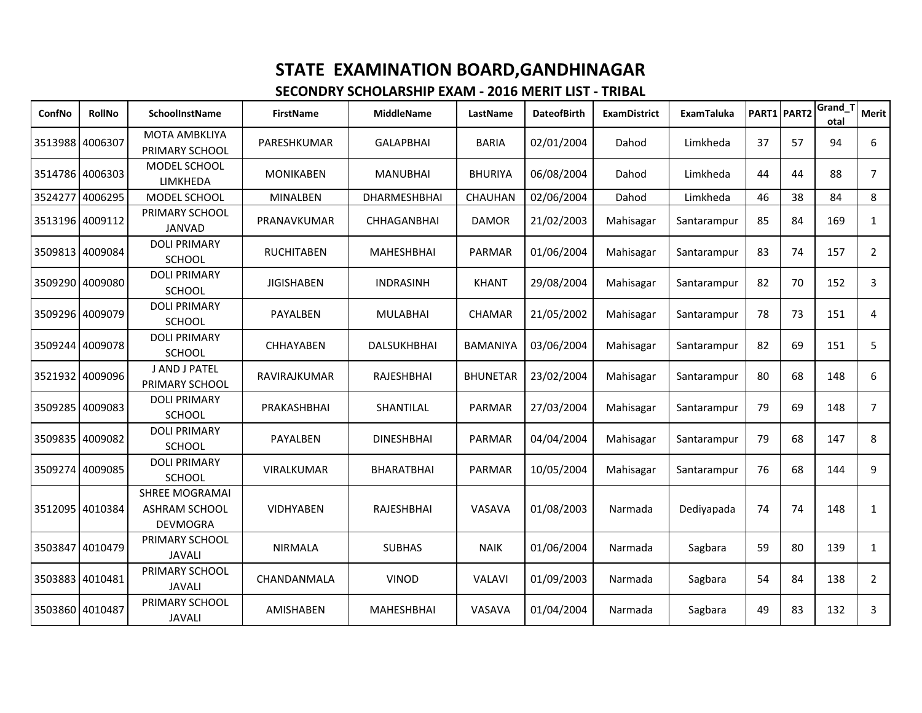# STATE EXAMINATION BOARD,GANDHINAGAR

## SECONDRY SCHOLARSHIP EXAM - 2016 MERIT LIST - TRIBAL

| ConfNo | RollNo | SchoolInstName | FirstName | MiddleName | LastName | DateofBirth | ExamDistrict | ExamTaluka | PART1 | PART2 | Grand_Total | Merit |
|---|---|---|---|---|---|---|---|---|---|---|---|---|
| 3513988 | 4006307 | MOTA AMBKLIYA PRIMARY SCHOOL | PARESHKUMAR | GALAPBHAI | BARIA | 02/01/2004 | Dahod | Limkheda | 37 | 57 | 94 | 6 |
| 3514786 | 4006303 | MODEL SCHOOL LIMKHEDA | MONIKABEN | MANUBHAI | BHURIYA | 06/08/2004 | Dahod | Limkheda | 44 | 44 | 88 | 7 |
| 3524277 | 4006295 | MODEL SCHOOL | MINALBEN | DHARMESHBHAI | CHAUHAN | 02/06/2004 | Dahod | Limkheda | 46 | 38 | 84 | 8 |
| 3513196 | 4009112 | PRIMARY SCHOOL JANVAD | PRANAVKUMAR | CHHAGANBHAI | DAMOR | 21/02/2003 | Mahisagar | Santarampur | 85 | 84 | 169 | 1 |
| 3509813 | 4009084 | DOLI PRIMARY SCHOOL | RUCHITABEN | MAHESHBHAI | PARMAR | 01/06/2004 | Mahisagar | Santarampur | 83 | 74 | 157 | 2 |
| 3509290 | 4009080 | DOLI PRIMARY SCHOOL | JIGISHABEN | INDRASINH | KHANT | 29/08/2004 | Mahisagar | Santarampur | 82 | 70 | 152 | 3 |
| 3509296 | 4009079 | DOLI PRIMARY SCHOOL | PAYALBEN | MULABHAI | CHAMAR | 21/05/2002 | Mahisagar | Santarampur | 78 | 73 | 151 | 4 |
| 3509244 | 4009078 | DOLI PRIMARY SCHOOL | CHHAYABEN | DALSUKHBHAI | BAMANIYA | 03/06/2004 | Mahisagar | Santarampur | 82 | 69 | 151 | 5 |
| 3521932 | 4009096 | J AND J PATEL PRIMARY SCHOOL | RAVIRAJKUMAR | RAJESHBHAI | BHUNETAR | 23/02/2004 | Mahisagar | Santarampur | 80 | 68 | 148 | 6 |
| 3509285 | 4009083 | DOLI PRIMARY SCHOOL | PRAKASHBHAI | SHANTILAL | PARMAR | 27/03/2004 | Mahisagar | Santarampur | 79 | 69 | 148 | 7 |
| 3509835 | 4009082 | DOLI PRIMARY SCHOOL | PAYALBEN | DINESHBHAI | PARMAR | 04/04/2004 | Mahisagar | Santarampur | 79 | 68 | 147 | 8 |
| 3509274 | 4009085 | DOLI PRIMARY SCHOOL | VIRALKUMAR | BHARATBHAI | PARMAR | 10/05/2004 | Mahisagar | Santarampur | 76 | 68 | 144 | 9 |
| 3512095 | 4010384 | SHREE MOGRAMAI ASHRAM SCHOOL DEVMOGRA | VIDHYABEN | RAJESHBHAI | VASAVA | 01/08/2003 | Narmada | Dediyapada | 74 | 74 | 148 | 1 |
| 3503847 | 4010479 | PRIMARY SCHOOL JAVALI | NIRMALA | SUBHAS | NAIK | 01/06/2004 | Narmada | Sagbara | 59 | 80 | 139 | 1 |
| 3503883 | 4010481 | PRIMARY SCHOOL JAVALI | CHANDANMALA | VINOD | VALAVI | 01/09/2003 | Narmada | Sagbara | 54 | 84 | 138 | 2 |
| 3503860 | 4010487 | PRIMARY SCHOOL JAVALI | AMISHABEN | MAHESHBHAI | VASAVA | 01/04/2004 | Narmada | Sagbara | 49 | 83 | 132 | 3 |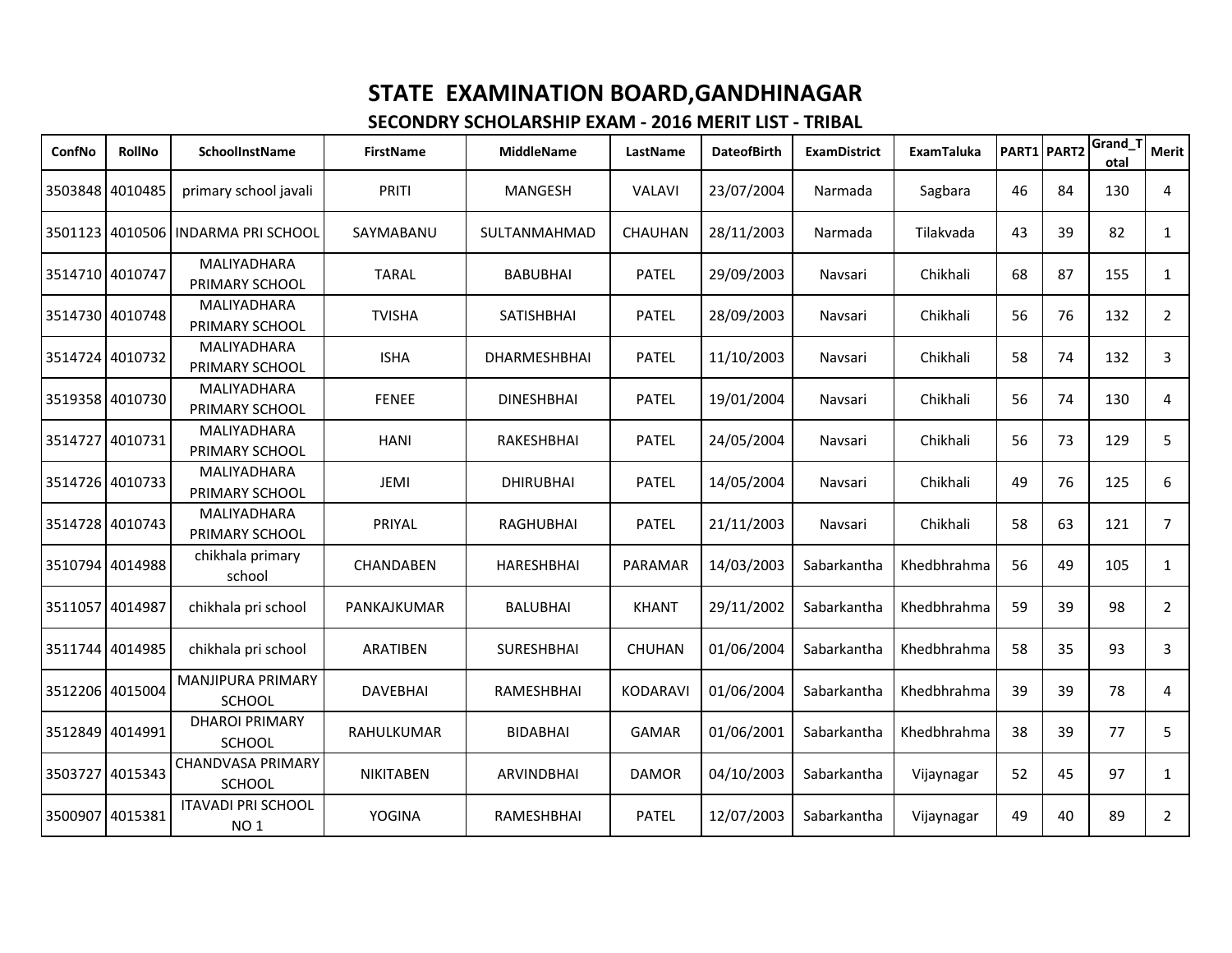# STATE EXAMINATION BOARD,GANDHINAGAR

## SECONDRY SCHOLARSHIP EXAM - 2016 MERIT LIST - TRIBAL

| ConfNo | RollNo | SchoolInstName | FirstName | MiddleName | LastName | DateofBirth | ExamDistrict | ExamTaluka | PART1 | PART2 | Grand_Total | Merit |
|---|---|---|---|---|---|---|---|---|---|---|---|---|
| 3503848 | 4010485 | primary school javali | PRITI | MANGESH | VALAVI | 23/07/2004 | Narmada | Sagbara | 46 | 84 | 130 | 4 |
| 3501123 | 4010506 | INDARMA PRI SCHOOL | SAYMABANU | SULTANMAHMAD | CHAUHAN | 28/11/2003 | Narmada | Tilakvada | 43 | 39 | 82 | 1 |
| 3514710 | 4010747 | MALIYADHARA PRIMARY SCHOOL | TARAL | BABUBHAI | PATEL | 29/09/2003 | Navsari | Chikhali | 68 | 87 | 155 | 1 |
| 3514730 | 4010748 | MALIYADHARA PRIMARY SCHOOL | TVISHA | SATISHBHAI | PATEL | 28/09/2003 | Navsari | Chikhali | 56 | 76 | 132 | 2 |
| 3514724 | 4010732 | MALIYADHARA PRIMARY SCHOOL | ISHA | DHARMESHBHAI | PATEL | 11/10/2003 | Navsari | Chikhali | 58 | 74 | 132 | 3 |
| 3519358 | 4010730 | MALIYADHARA PRIMARY SCHOOL | FENEE | DINESHBHAI | PATEL | 19/01/2004 | Navsari | Chikhali | 56 | 74 | 130 | 4 |
| 3514727 | 4010731 | MALIYADHARA PRIMARY SCHOOL | HANI | RAKESHBHAI | PATEL | 24/05/2004 | Navsari | Chikhali | 56 | 73 | 129 | 5 |
| 3514726 | 4010733 | MALIYADHARA PRIMARY SCHOOL | JEMI | DHIRUBHAI | PATEL | 14/05/2004 | Navsari | Chikhali | 49 | 76 | 125 | 6 |
| 3514728 | 4010743 | MALIYADHARA PRIMARY SCHOOL | PRIYAL | RAGHUBHAI | PATEL | 21/11/2003 | Navsari | Chikhali | 58 | 63 | 121 | 7 |
| 3510794 | 4014988 | chikhala primary school | CHANDABEN | HARESHBHAI | PARAMAR | 14/03/2003 | Sabarkantha | Khedbhrahma | 56 | 49 | 105 | 1 |
| 3511057 | 4014987 | chikhala pri school | PANKAJKUMAR | BALUBHAI | KHANT | 29/11/2002 | Sabarkantha | Khedbhrahma | 59 | 39 | 98 | 2 |
| 3511744 | 4014985 | chikhala pri school | ARATIBEN | SURESHBHAI | CHUHAN | 01/06/2004 | Sabarkantha | Khedbhrahma | 58 | 35 | 93 | 3 |
| 3512206 | 4015004 | MANJIPURA PRIMARY SCHOOL | DAVEBHAI | RAMESHBHAI | KODARAVI | 01/06/2004 | Sabarkantha | Khedbhrahma | 39 | 39 | 78 | 4 |
| 3512849 | 4014991 | DHAROI PRIMARY SCHOOL | RAHULKUMAR | BIDABHAI | GAMAR | 01/06/2001 | Sabarkantha | Khedbhrahma | 38 | 39 | 77 | 5 |
| 3503727 | 4015343 | CHANDVASA PRIMARY SCHOOL | NIKITABEN | ARVINDBHAI | DAMOR | 04/10/2003 | Sabarkantha | Vijaynagar | 52 | 45 | 97 | 1 |
| 3500907 | 4015381 | ITAVADI PRI SCHOOL NO 1 | YOGINA | RAMESHBHAI | PATEL | 12/07/2003 | Sabarkantha | Vijaynagar | 49 | 40 | 89 | 2 |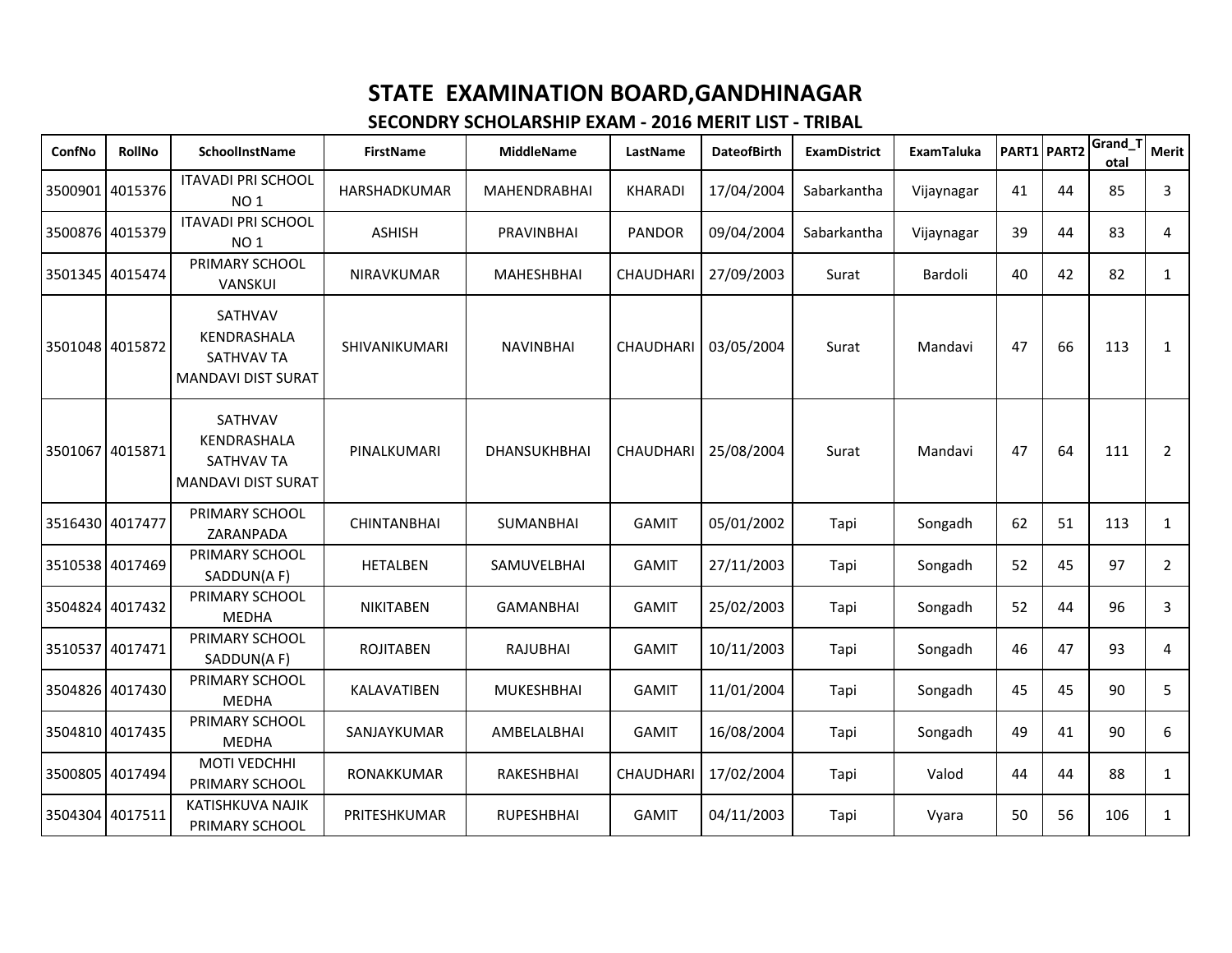# STATE EXAMINATION BOARD,GANDHINAGAR

## SECONDRY SCHOLARSHIP EXAM - 2016 MERIT LIST - TRIBAL

| ConfNo | RollNo | SchoolInstName | FirstName | MiddleName | LastName | DateofBirth | ExamDistrict | ExamTaluka | PART1 | PART2 | Grand_Total | Merit |
|---|---|---|---|---|---|---|---|---|---|---|---|---|
| 3500901 | 4015376 | ITAVADI PRI SCHOOL NO 1 | HARSHADKUMAR | MAHENDRABHAI | KHARADI | 17/04/2004 | Sabarkantha | Vijaynagar | 41 | 44 | 85 | 3 |
| 3500876 | 4015379 | ITAVADI PRI SCHOOL NO 1 | ASHISH | PRAVINBHAI | PANDOR | 09/04/2004 | Sabarkantha | Vijaynagar | 39 | 44 | 83 | 4 |
| 3501345 | 4015474 | PRIMARY SCHOOL VANSKUI | NIRAVKUMAR | MAHESHBHAI | CHAUDHARI | 27/09/2003 | Surat | Bardoli | 40 | 42 | 82 | 1 |
| 3501048 | 4015872 | SATHVAV KENDRASHALA SATHVAV TA MANDAVI DIST SURAT | SHIVANIKUMARI | NAVINBHAI | CHAUDHARI | 03/05/2004 | Surat | Mandavi | 47 | 66 | 113 | 1 |
| 3501067 | 4015871 | SATHVAV KENDRASHALA SATHVAV TA MANDAVI DIST SURAT | PINALKUMARI | DHANSUKHBHAI | CHAUDHARI | 25/08/2004 | Surat | Mandavi | 47 | 64 | 111 | 2 |
| 3516430 | 4017477 | PRIMARY SCHOOL ZARANPADA | CHINTANBHAI | SUMANBHAI | GAMIT | 05/01/2002 | Tapi | Songadh | 62 | 51 | 113 | 1 |
| 3510538 | 4017469 | PRIMARY SCHOOL SADDUN(A F) | HETALBEN | SAMUVELBHAI | GAMIT | 27/11/2003 | Tapi | Songadh | 52 | 45 | 97 | 2 |
| 3504824 | 4017432 | PRIMARY SCHOOL MEDHA | NIKITABEN | GAMANBHAI | GAMIT | 25/02/2003 | Tapi | Songadh | 52 | 44 | 96 | 3 |
| 3510537 | 4017471 | PRIMARY SCHOOL SADDUN(A F) | ROJITABEN | RAJUBHAI | GAMIT | 10/11/2003 | Tapi | Songadh | 46 | 47 | 93 | 4 |
| 3504826 | 4017430 | PRIMARY SCHOOL MEDHA | KALAVATIBEN | MUKESHBHAI | GAMIT | 11/01/2004 | Tapi | Songadh | 45 | 45 | 90 | 5 |
| 3504810 | 4017435 | PRIMARY SCHOOL MEDHA | SANJAYKUMAR | AMBELALBHAI | GAMIT | 16/08/2004 | Tapi | Songadh | 49 | 41 | 90 | 6 |
| 3500805 | 4017494 | MOTI VEDCHHI PRIMARY SCHOOL | RONAKKUMAR | RAKESHBHAI | CHAUDHARI | 17/02/2004 | Tapi | Valod | 44 | 44 | 88 | 1 |
| 3504304 | 4017511 | KATISHKUVA NAJIK PRIMARY SCHOOL | PRITESHKUMAR | RUPESHBHAI | GAMIT | 04/11/2003 | Tapi | Vyara | 50 | 56 | 106 | 1 |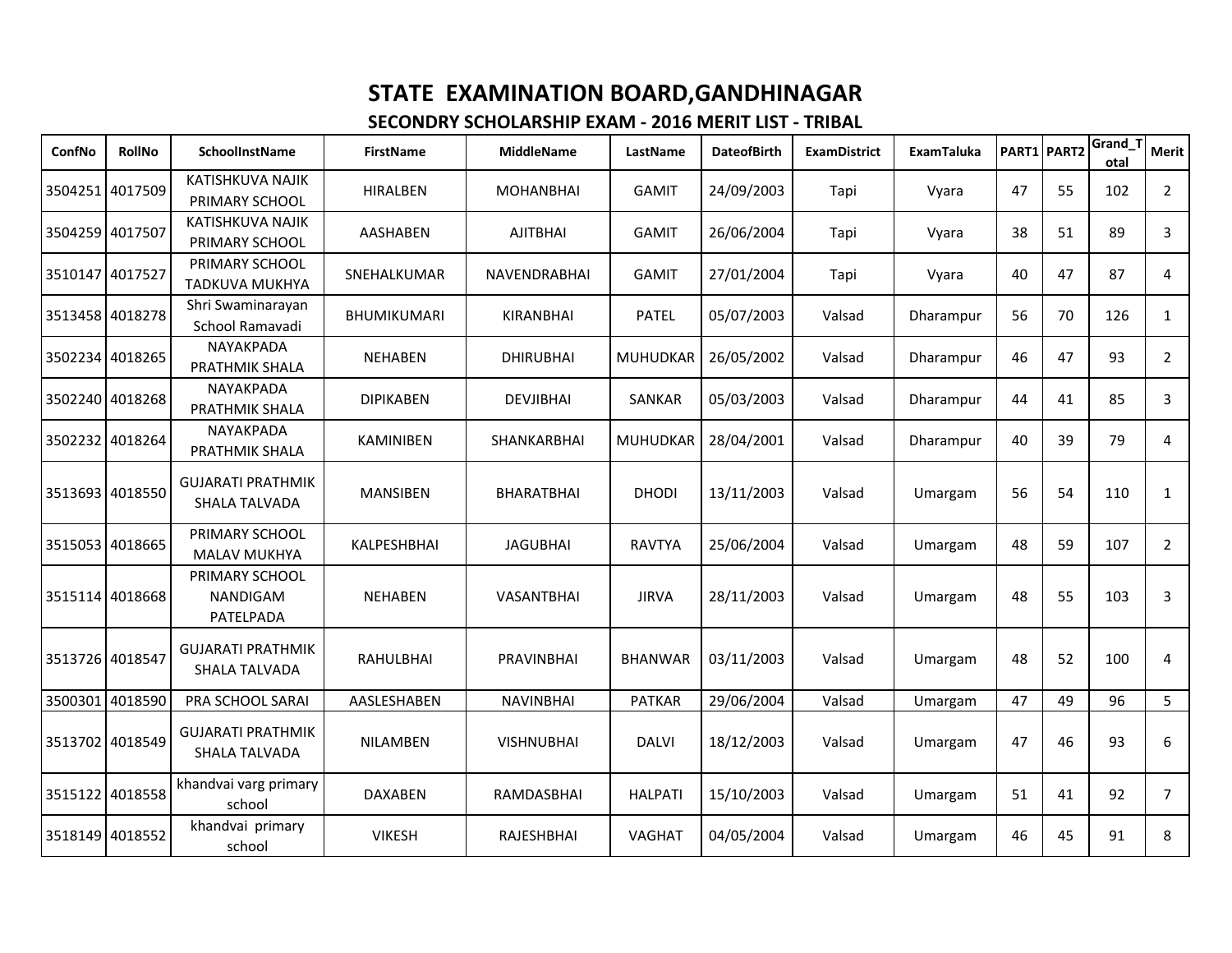# STATE EXAMINATION BOARD,GANDHINAGAR

## SECONDRY SCHOLARSHIP EXAM - 2016 MERIT LIST - TRIBAL

| ConfNo | RollNo | SchoolInstName | FirstName | MiddleName | LastName | DateofBirth | ExamDistrict | ExamTaluka | PART1 | PART2 | Grand_Total | Merit |
|---|---|---|---|---|---|---|---|---|---|---|---|---|
| 3504251 | 4017509 | KATISHKUVA NAJIK PRIMARY SCHOOL | HIRALBEN | MOHANBHAI | GAMIT | 24/09/2003 | Tapi | Vyara | 47 | 55 | 102 | 2 |
| 3504259 | 4017507 | KATISHKUVA NAJIK PRIMARY SCHOOL | AASHABEN | AJITBHAI | GAMIT | 26/06/2004 | Tapi | Vyara | 38 | 51 | 89 | 3 |
| 3510147 | 4017527 | PRIMARY SCHOOL TADKUVA MUKHYA | SNEHALKUMAR | NAVENDRABHAI | GAMIT | 27/01/2004 | Tapi | Vyara | 40 | 47 | 87 | 4 |
| 3513458 | 4018278 | Shri Swaminarayan School Ramavadi | BHUMIKUMARI | KIRANBHAI | PATEL | 05/07/2003 | Valsad | Dharampur | 56 | 70 | 126 | 1 |
| 3502234 | 4018265 | NAYAKPADA PRATHMIK SHALA | NEHABEN | DHIRUBHAI | MUHUDKAR | 26/05/2002 | Valsad | Dharampur | 46 | 47 | 93 | 2 |
| 3502240 | 4018268 | NAYAKPADA PRATHMIK SHALA | DIPIKABEN | DEVJIBHAI | SANKAR | 05/03/2003 | Valsad | Dharampur | 44 | 41 | 85 | 3 |
| 3502232 | 4018264 | NAYAKPADA PRATHMIK SHALA | KAMINIBEN | SHANKARBHAI | MUHUDKAR | 28/04/2001 | Valsad | Dharampur | 40 | 39 | 79 | 4 |
| 3513693 | 4018550 | GUJARATI PRATHMIK SHALA TALVADA | MANSIBEN | BHARATBHAI | DHODI | 13/11/2003 | Valsad | Umargam | 56 | 54 | 110 | 1 |
| 3515053 | 4018665 | PRIMARY SCHOOL MALAV MUKHYA | KALPESHBHAI | JAGUBHAI | RAVTYA | 25/06/2004 | Valsad | Umargam | 48 | 59 | 107 | 2 |
| 3515114 | 4018668 | PRIMARY SCHOOL NANDIGAM PATELPADA | NEHABEN | VASANTBHAI | JIRVA | 28/11/2003 | Valsad | Umargam | 48 | 55 | 103 | 3 |
| 3513726 | 4018547 | GUJARATI PRATHMIK SHALA TALVADA | RAHULBHAI | PRAVINBHAI | BHANWAR | 03/11/2003 | Valsad | Umargam | 48 | 52 | 100 | 4 |
| 3500301 | 4018590 | PRA SCHOOL SARAI | AASLESHABEN | NAVINBHAI | PATKAR | 29/06/2004 | Valsad | Umargam | 47 | 49 | 96 | 5 |
| 3513702 | 4018549 | GUJARATI PRATHMIK SHALA TALVADA | NILAMBEN | VISHNUBHAI | DALVI | 18/12/2003 | Valsad | Umargam | 47 | 46 | 93 | 6 |
| 3515122 | 4018558 | khandvai varg primary school | DAXABEN | RAMDASBHAI | HALPATI | 15/10/2003 | Valsad | Umargam | 51 | 41 | 92 | 7 |
| 3518149 | 4018552 | khandvai primary school | VIKESH | RAJESHBHAI | VAGHAT | 04/05/2004 | Valsad | Umargam | 46 | 45 | 91 | 8 |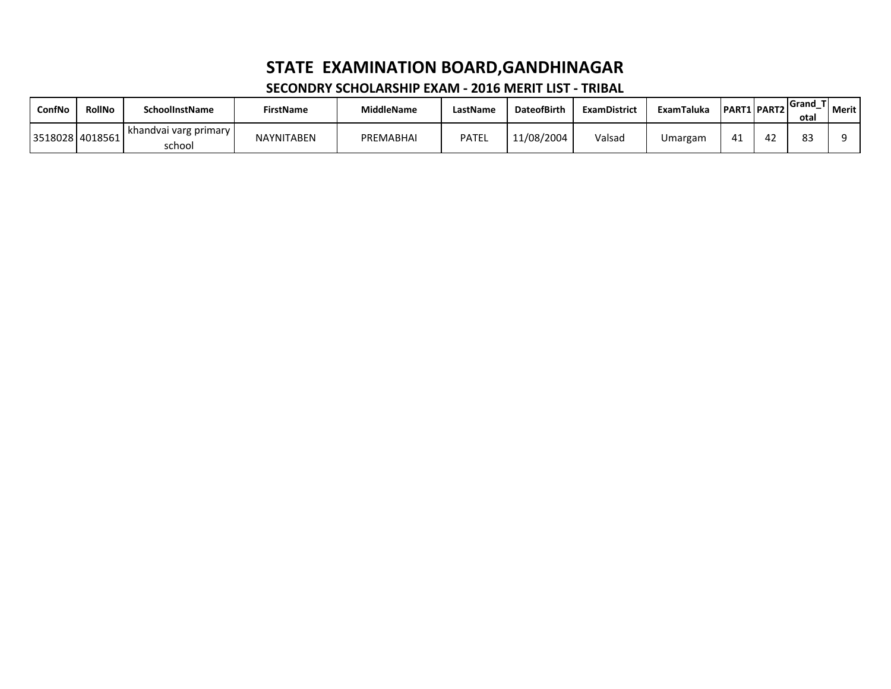# STATE EXAMINATION BOARD,GANDHINAGAR

## SECONDRY SCHOLARSHIP EXAM - 2016 MERIT LIST - TRIBAL

| ConfNo | RollNo | SchoolInstName | FirstName | MiddleName | LastName | DateofBirth | ExamDistrict | ExamTaluka | PART1 | PART2 | Grand_Total | Merit |
|---|---|---|---|---|---|---|---|---|---|---|---|---|
| 3518028 | 4018561 | khandvai varg primary school | NAYNITABEN | PREMABHAI | PATEL | 11/08/2004 | Valsad | Umargam | 41 | 42 | 83 | 9 |